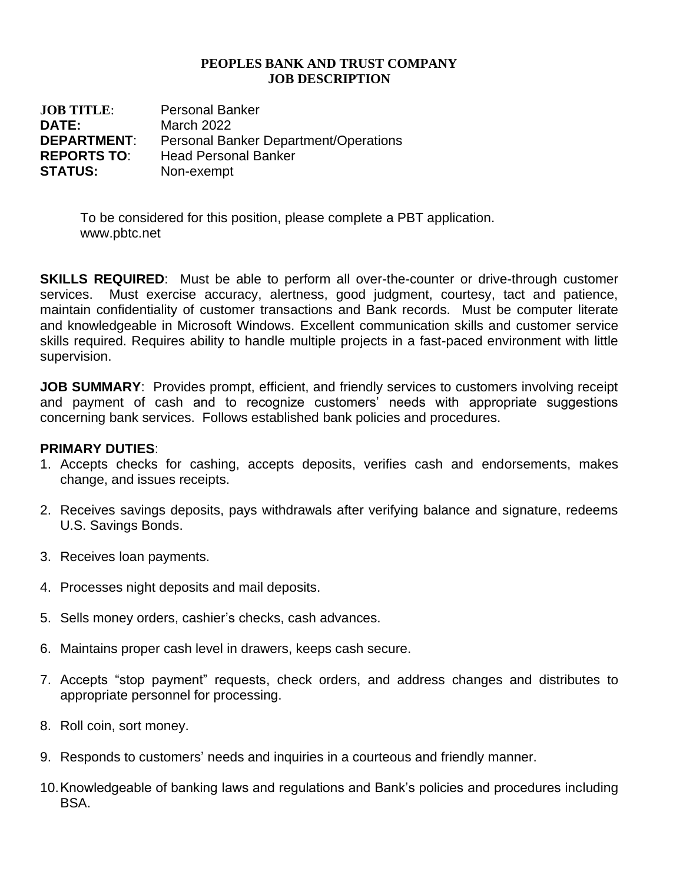**PEOPLES BANK AND TRUST COMPANY**
**JOB DESCRIPTION**

**JOB TITLE**: Personal Banker
**DATE:** March 2022
**DEPARTMENT**: Personal Banker Department/Operations
**REPORTS TO**: Head Personal Banker
**STATUS:** Non-exempt

To be considered for this position, please complete a PBT application.
www.pbtc.net

**SKILLS REQUIRED**: Must be able to perform all over-the-counter or drive-through customer services. Must exercise accuracy, alertness, good judgment, courtesy, tact and patience, maintain confidentiality of customer transactions and Bank records. Must be computer literate and knowledgeable in Microsoft Windows. Excellent communication skills and customer service skills required. Requires ability to handle multiple projects in a fast-paced environment with little supervision.

**JOB SUMMARY**: Provides prompt, efficient, and friendly services to customers involving receipt and payment of cash and to recognize customers' needs with appropriate suggestions concerning bank services. Follows established bank policies and procedures.

**PRIMARY DUTIES**:

1. Accepts checks for cashing, accepts deposits, verifies cash and endorsements, makes change, and issues receipts.
2. Receives savings deposits, pays withdrawals after verifying balance and signature, redeems U.S. Savings Bonds.
3. Receives loan payments.
4. Processes night deposits and mail deposits.
5. Sells money orders, cashier's checks, cash advances.
6. Maintains proper cash level in drawers, keeps cash secure.
7. Accepts "stop payment" requests, check orders, and address changes and distributes to appropriate personnel for processing.
8. Roll coin, sort money.
9. Responds to customers' needs and inquiries in a courteous and friendly manner.
10. Knowledgeable of banking laws and regulations and Bank's policies and procedures including BSA.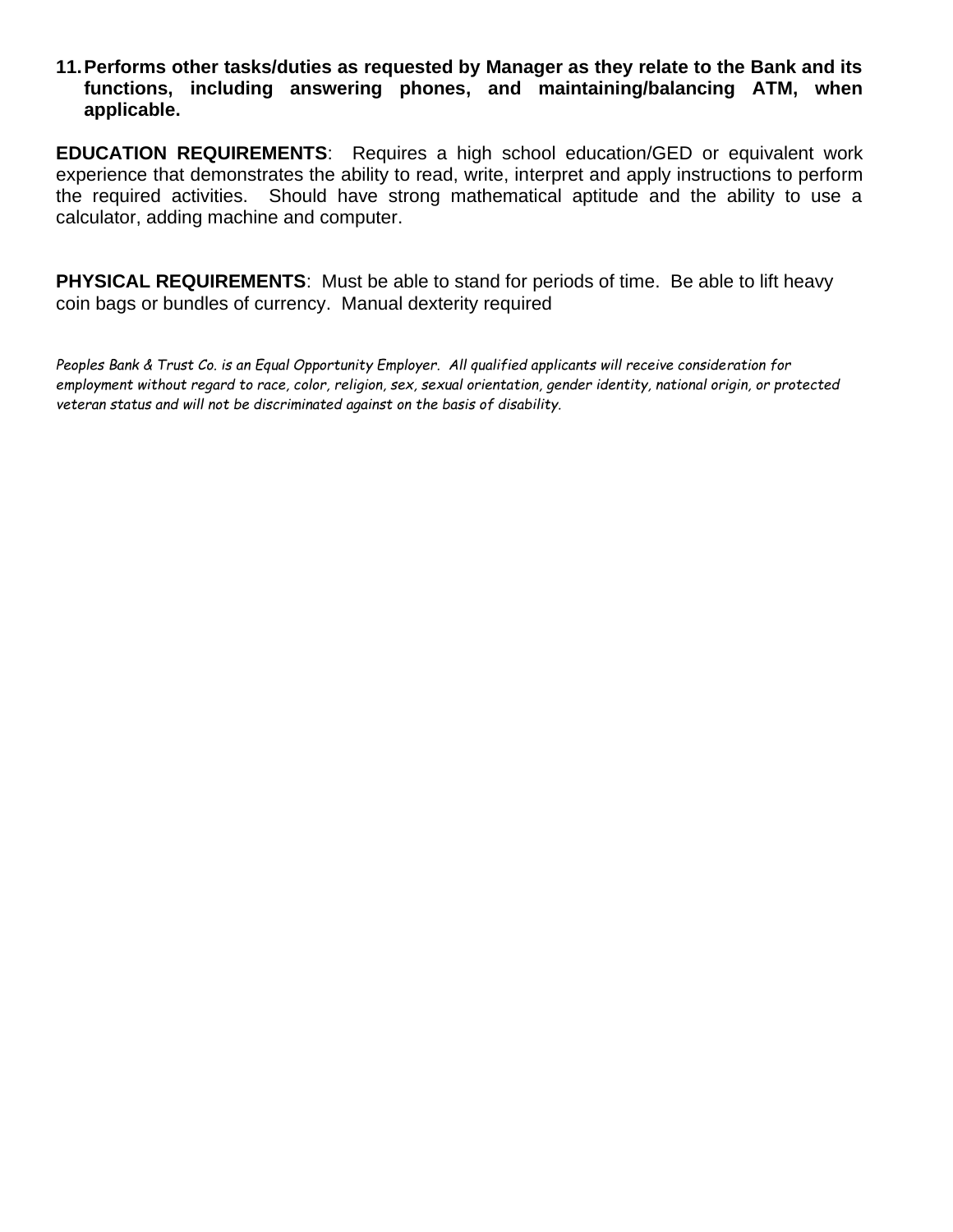11. **Performs other tasks/duties as requested by Manager as they relate to the Bank and its functions, including answering phones, and maintaining/balancing ATM, when applicable.**

**EDUCATION REQUIREMENTS**: Requires a high school education/GED or equivalent work experience that demonstrates the ability to read, write, interpret and apply instructions to perform the required activities. Should have strong mathematical aptitude and the ability to use a calculator, adding machine and computer.

**PHYSICAL REQUIREMENTS**: Must be able to stand for periods of time. Be able to lift heavy coin bags or bundles of currency. Manual dexterity required

*Peoples Bank & Trust Co. is an Equal Opportunity Employer. All qualified applicants will receive consideration for employment without regard to race, color, religion, sex, sexual orientation, gender identity, national origin, or protected veteran status and will not be discriminated against on the basis of disability.*